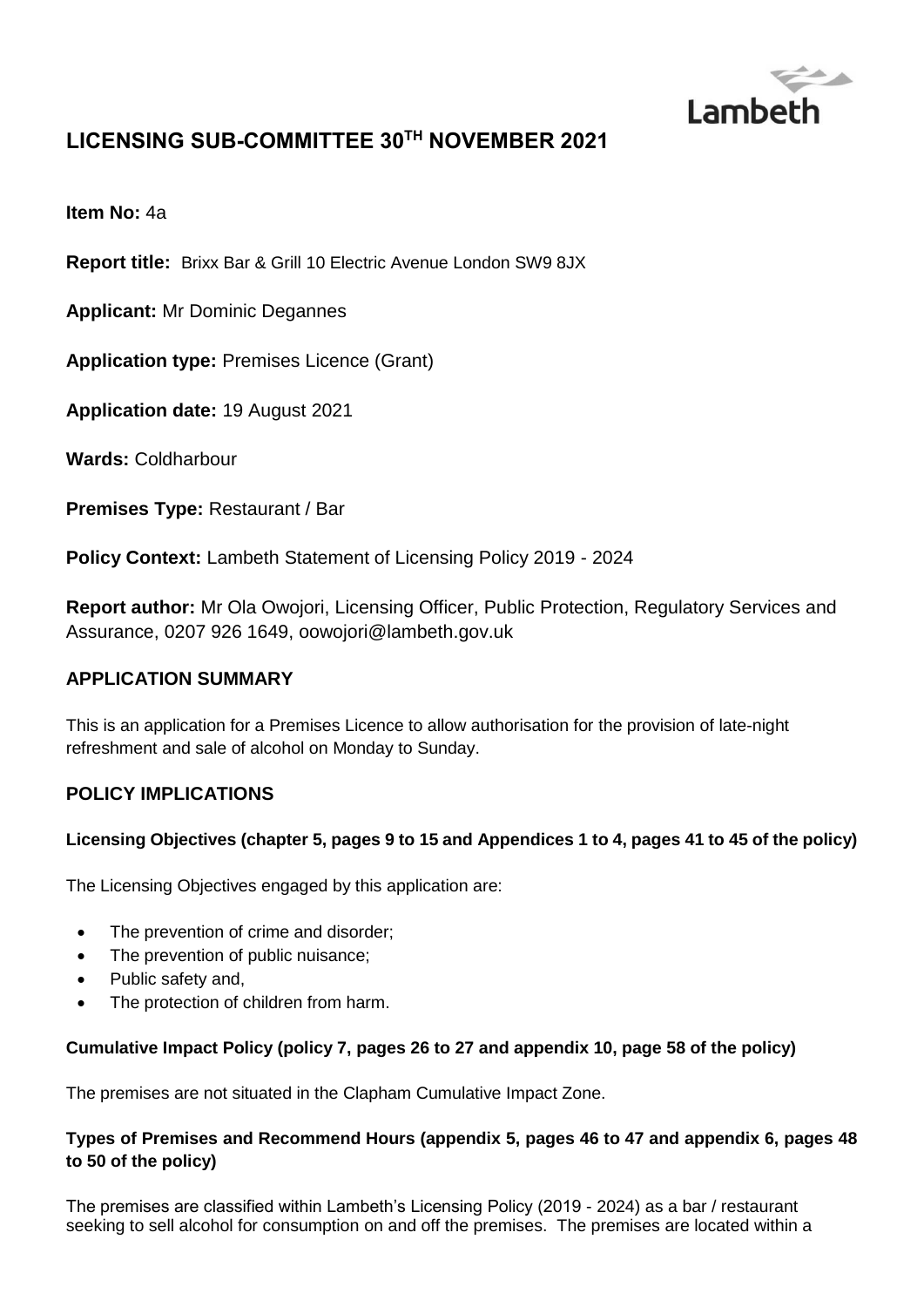Lambeth

# LICENSING SUB-COMMITTEE 30TH NOVEMBER 2021

**Item No:** 4a

**Report title:** Brixx Bar & Grill 10 Electric Avenue London SW9 8JX

**Applicant:** Mr Dominic Degannes

**Application type:** Premises Licence (Grant)

**Application date:** 19 August 2021

**Wards:** Coldharbour

**Premises Type:** Restaurant / Bar

**Policy Context:** Lambeth Statement of Licensing Policy 2019 - 2024

**Report author:** Mr Ola Owojori, Licensing Officer, Public Protection, Regulatory Services and Assurance, 0207 926 1649, oowojori@lambeth.gov.uk

## APPLICATION SUMMARY

This is an application for a Premises Licence to allow authorisation for the provision of late-night refreshment and sale of alcohol on Monday to Sunday.

## POLICY IMPLICATIONS

### Licensing Objectives (chapter 5, pages 9 to 15 and Appendices 1 to 4, pages 41 to 45 of the policy)

The Licensing Objectives engaged by this application are:

- The prevention of crime and disorder;
- The prevention of public nuisance;
- Public safety and,
- The protection of children from harm.

### Cumulative Impact Policy (policy 7, pages 26 to 27 and appendix 10, page 58 of the policy)

The premises are not situated in the Clapham Cumulative Impact Zone.

### Types of Premises and Recommend Hours (appendix 5, pages 46 to 47 and appendix 6, pages 48 to 50 of the policy)

The premises are classified within Lambeth's Licensing Policy (2019 - 2024) as a bar / restaurant seeking to sell alcohol for consumption on and off the premises. The premises are located within a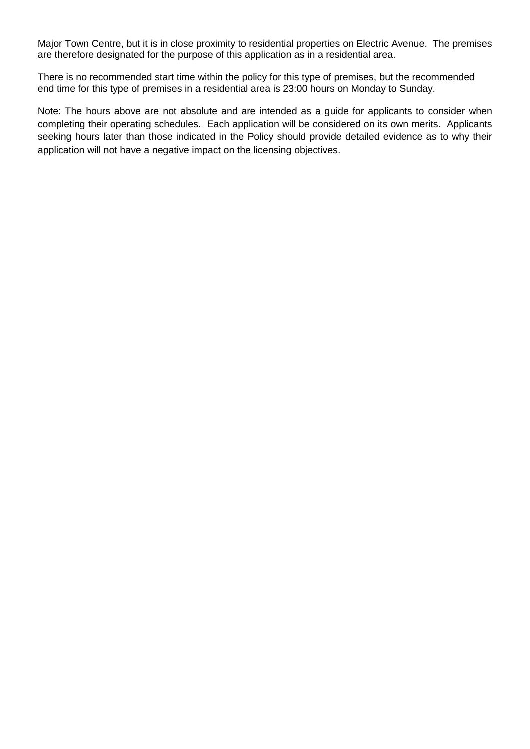Major Town Centre, but it is in close proximity to residential properties on Electric Avenue. The premises are therefore designated for the purpose of this application as in a residential area.

There is no recommended start time within the policy for this type of premises, but the recommended end time for this type of premises in a residential area is 23:00 hours on Monday to Sunday.

Note: The hours above are not absolute and are intended as a guide for applicants to consider when completing their operating schedules. Each application will be considered on its own merits. Applicants seeking hours later than those indicated in the Policy should provide detailed evidence as to why their application will not have a negative impact on the licensing objectives.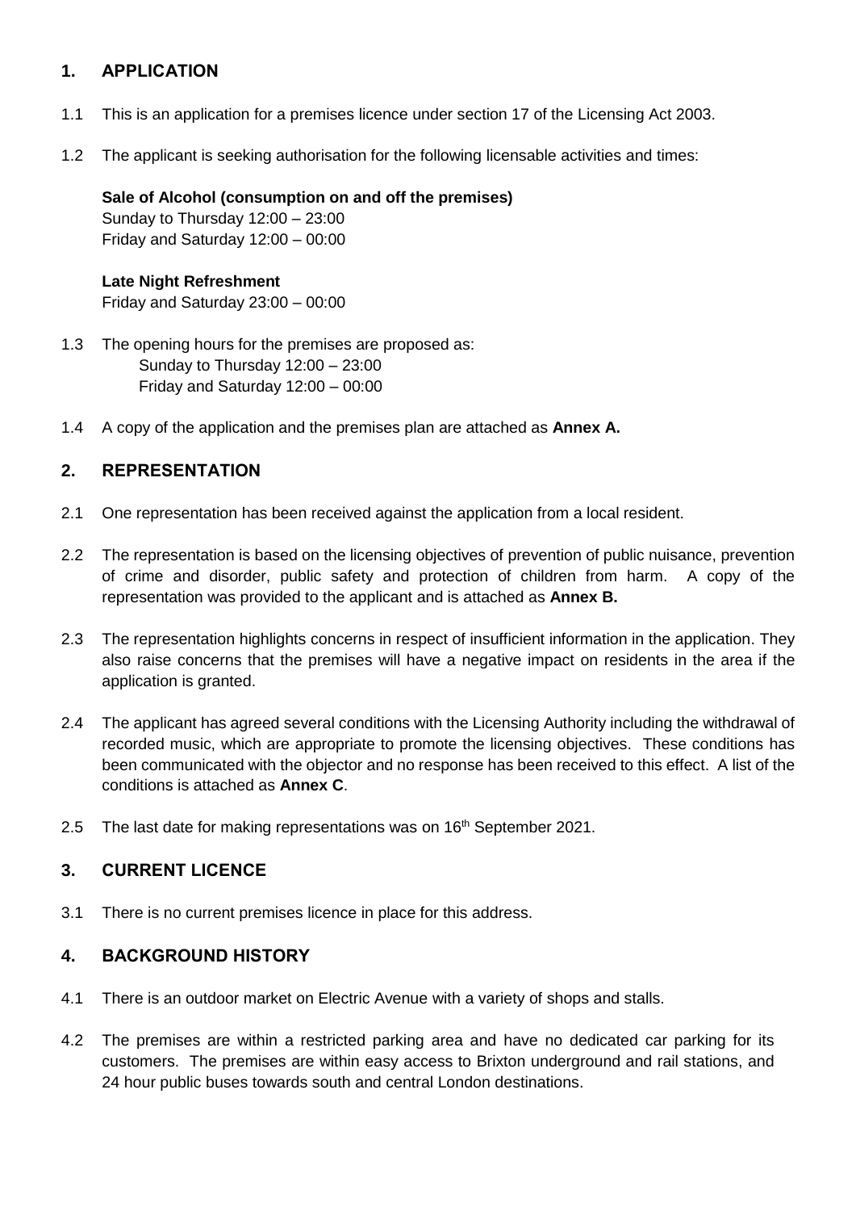## 1. APPLICATION

1.1 This is an application for a premises licence under section 17 of the Licensing Act 2003.

1.2 The applicant is seeking authorisation for the following licensable activities and times:

**Sale of Alcohol (consumption on and off the premises)**
Sunday to Thursday 12:00 – 23:00
Friday and Saturday 12:00 – 00:00

**Late Night Refreshment**
Friday and Saturday 23:00 – 00:00

1.3 The opening hours for the premises are proposed as:
Sunday to Thursday 12:00 – 23:00
Friday and Saturday 12:00 – 00:00

1.4 A copy of the application and the premises plan are attached as **Annex A.**

## 2. REPRESENTATION

2.1 One representation has been received against the application from a local resident.

2.2 The representation is based on the licensing objectives of prevention of public nuisance, prevention of crime and disorder, public safety and protection of children from harm. A copy of the representation was provided to the applicant and is attached as **Annex B.**

2.3 The representation highlights concerns in respect of insufficient information in the application. They also raise concerns that the premises will have a negative impact on residents in the area if the application is granted.

2.4 The applicant has agreed several conditions with the Licensing Authority including the withdrawal of recorded music, which are appropriate to promote the licensing objectives. These conditions has been communicated with the objector and no response has been received to this effect. A list of the conditions is attached as **Annex C**.

2.5 The last date for making representations was on 16th September 2021.

## 3. CURRENT LICENCE

3.1 There is no current premises licence in place for this address.

## 4. BACKGROUND HISTORY

4.1 There is an outdoor market on Electric Avenue with a variety of shops and stalls.

4.2 The premises are within a restricted parking area and have no dedicated car parking for its customers. The premises are within easy access to Brixton underground and rail stations, and 24 hour public buses towards south and central London destinations.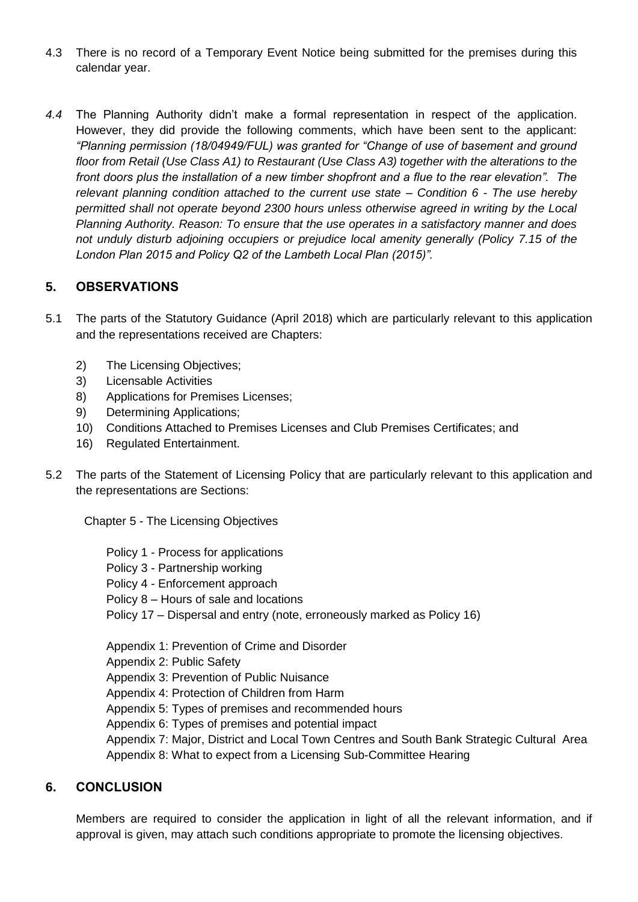4.3 There is no record of a Temporary Event Notice being submitted for the premises during this calendar year.

*4.4* The Planning Authority didn't make a formal representation in respect of the application. However, they did provide the following comments, which have been sent to the applicant: *"Planning permission (18/04949/FUL) was granted for "Change of use of basement and ground floor from Retail (Use Class A1) to Restaurant (Use Class A3) together with the alterations to the front doors plus the installation of a new timber shopfront and a flue to the rear elevation". The relevant planning condition attached to the current use state – Condition 6 - The use hereby permitted shall not operate beyond 2300 hours unless otherwise agreed in writing by the Local Planning Authority. Reason: To ensure that the use operates in a satisfactory manner and does not unduly disturb adjoining occupiers or prejudice local amenity generally (Policy 7.15 of the London Plan 2015 and Policy Q2 of the Lambeth Local Plan (2015)".*

## 5. OBSERVATIONS

5.1 The parts of the Statutory Guidance (April 2018) which are particularly relevant to this application and the representations received are Chapters:

2) The Licensing Objectives;
3) Licensable Activities
8) Applications for Premises Licenses;
9) Determining Applications;
10) Conditions Attached to Premises Licenses and Club Premises Certificates; and
16) Regulated Entertainment.

5.2 The parts of the Statement of Licensing Policy that are particularly relevant to this application and the representations are Sections:

Chapter 5 - The Licensing Objectives

Policy 1 - Process for applications
Policy 3 - Partnership working
Policy 4 - Enforcement approach
Policy 8 – Hours of sale and locations
Policy 17 – Dispersal and entry (note, erroneously marked as Policy 16)

Appendix 1: Prevention of Crime and Disorder
Appendix 2: Public Safety
Appendix 3: Prevention of Public Nuisance
Appendix 4: Protection of Children from Harm
Appendix 5: Types of premises and recommended hours
Appendix 6: Types of premises and potential impact
Appendix 7: Major, District and Local Town Centres and South Bank Strategic Cultural Area
Appendix 8: What to expect from a Licensing Sub-Committee Hearing

## 6. CONCLUSION

Members are required to consider the application in light of all the relevant information, and if approval is given, may attach such conditions appropriate to promote the licensing objectives.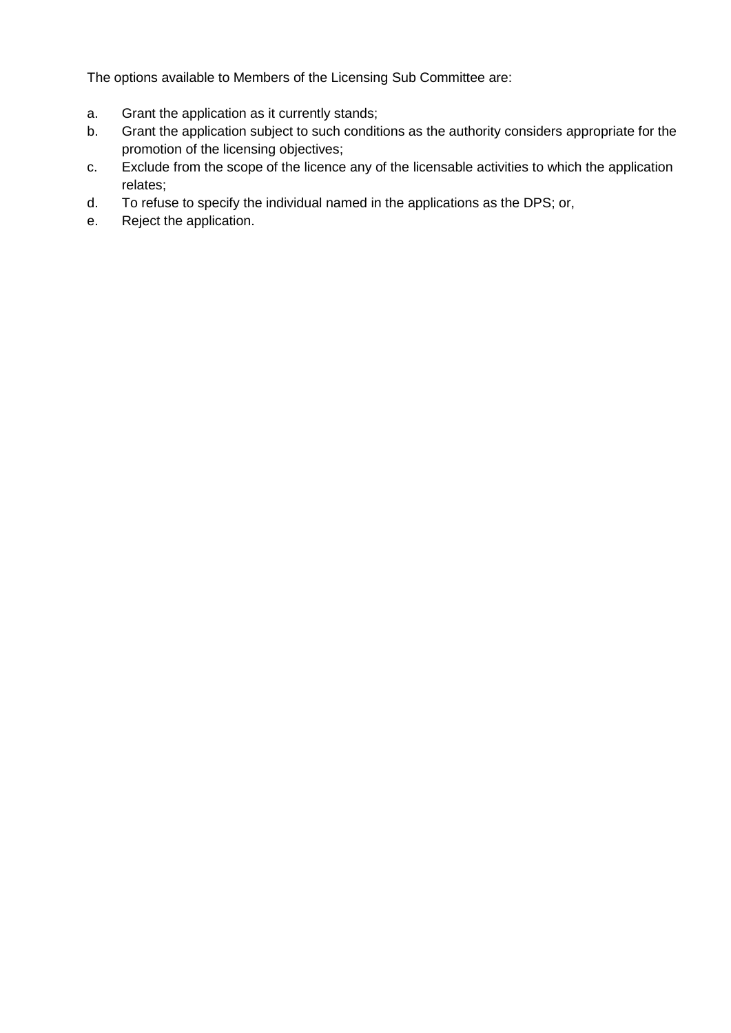The options available to Members of the Licensing Sub Committee are:

a. Grant the application as it currently stands;
b. Grant the application subject to such conditions as the authority considers appropriate for the promotion of the licensing objectives;
c. Exclude from the scope of the licence any of the licensable activities to which the application relates;
d. To refuse to specify the individual named in the applications as the DPS; or,
e. Reject the application.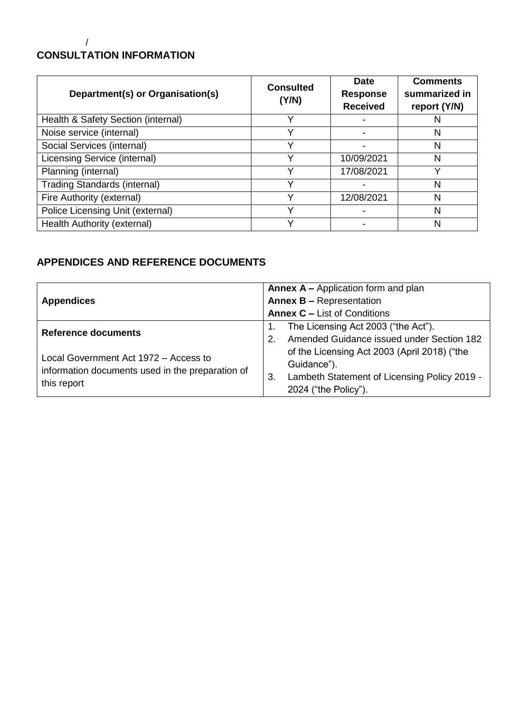/

## CONSULTATION INFORMATION

| Department(s) or Organisation(s) | Consulted (Y/N) | Date Response Received | Comments summarized in report (Y/N) |
|---|---|---|---|
| Health & Safety Section (internal) | Y | - | N |
| Noise service (internal) | Y | - | N |
| Social Services (internal) | Y | - | N |
| Licensing Service (internal) | Y | 10/09/2021 | N |
| Planning (internal) | Y | 17/08/2021 | Y |
| Trading Standards (internal) | Y | - | N |
| Fire Authority (external) | Y | 12/08/2021 | N |
| Police Licensing Unit (external) | Y | - | N |
| Health Authority (external) | Y | - | N |

## APPENDICES AND REFERENCE DOCUMENTS

| | |
|---|---|
| **Appendices** | **Annex A –** Application form and plan<br>**Annex B –** Representation<br>**Annex C –** List of Conditions |
| **Reference documents**<br><br>Local Government Act 1972 – Access to information documents used in the preparation of this report | 1. The Licensing Act 2003 ("the Act").<br>2. Amended Guidance issued under Section 182 of the Licensing Act 2003 (April 2018) ("the Guidance").<br>3. Lambeth Statement of Licensing Policy 2019 - 2024 ("the Policy"). |